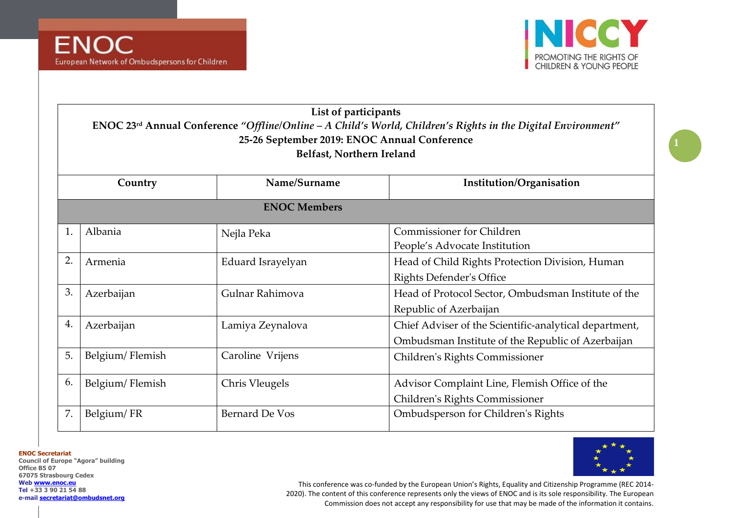ENOC
European Network of Ombudspersons for Children

NICCY
PROMOTING THE RIGHTS OF CHILDREN & YOUNG PEOPLE

**List of participants**

**ENOC 23rd Annual Conference *"Offline/Online – A Child's World, Children's Rights in the Digital Environment"***

**25-26 September 2019: ENOC Annual Conference**

**Belfast, Northern Ireland**

| | Country | Name/Surname | Institution/Organisation |
|---|---|---|---|
| | | **ENOC Members** | |
| 1. | Albania | Nejla Peka | Commissioner for Children<br>People's Advocate Institution |
| 2. | Armenia | Eduard Israyelyan | Head of Child Rights Protection Division, Human Rights Defender's Office |
| 3. | Azerbaijan | Gulnar Rahimova | Head of Protocol Sector, Ombudsman Institute of the Republic of Azerbaijan |
| 4. | Azerbaijan | Lamiya Zeynalova | Chief Adviser of the Scientific-analytical department, Ombudsman Institute of the Republic of Azerbaijan |
| 5. | Belgium/ Flemish | Caroline Vrijens | Children's Rights Commissioner |
| 6. | Belgium/ Flemish | Chris Vleugels | Advisor Complaint Line, Flemish Office of the Children's Rights Commissioner |
| 7. | Belgium/ FR | Bernard De Vos | Ombudsperson for Children's Rights |

**ENOC Secretariat**
Council of Europe "Agora" building
Office B5 07
67075 Strasbourg Cedex
Web www.enoc.eu
Tel +33 3 90 21 54 88
e-mail secretariat@ombudsnet.org

This conference was co-funded by the European Union's Rights, Equality and Citizenship Programme (REC 2014-2020). The content of this conference represents only the views of ENOC and is its sole responsibility. The European Commission does not accept any responsibility for use that may be made of the information it contains.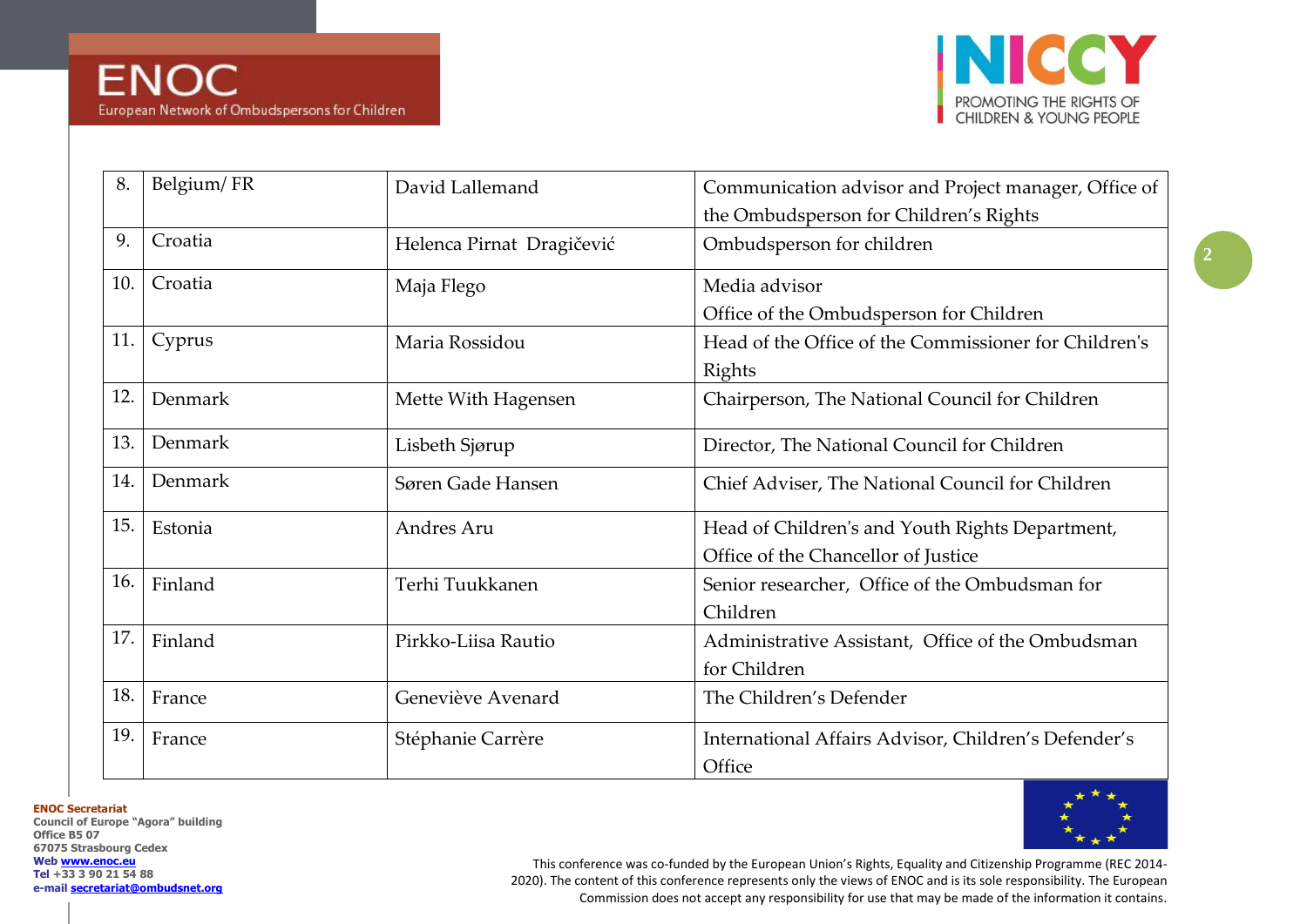| 8. | Belgium/ FR | David Lallemand | Communication advisor and Project manager, Office of the Ombudsperson for Children's Rights |
|---|---|---|---|
| 9. | Croatia | Helenca Pirnat Dragičević | Ombudsperson for children |
| 10. | Croatia | Maja Flego | Media advisor Office of the Ombudsperson for Children |
| 11. | Cyprus | Maria Rossidou | Head of the Office of the Commissioner for Children's Rights |
| 12. | Denmark | Mette With Hagensen | Chairperson, The National Council for Children |
| 13. | Denmark | Lisbeth Sjørup | Director, The National Council for Children |
| 14. | Denmark | Søren Gade Hansen | Chief Adviser, The National Council for Children |
| 15. | Estonia | Andres Aru | Head of Children's and Youth Rights Department, Office of the Chancellor of Justice |
| 16. | Finland | Terhi Tuukkanen | Senior researcher, Office of the Ombudsman for Children |
| 17. | Finland | Pirkko-Liisa Rautio | Administrative Assistant, Office of the Ombudsman for Children |
| 18. | France | Geneviève Avenard | The Children's Defender |
| 19. | France | Stéphanie Carrère | International Affairs Advisor, Children's Defender's Office |

**ENOC Secretariat**
Council of Europe "Agora" building
Office B5 07
67075 Strasbourg Cedex
Web www.enoc.eu
Tel +33 3 90 21 54 88
e-mail secretariat@ombudsnet.org

This conference was co-funded by the European Union's Rights, Equality and Citizenship Programme (REC 2014-2020). The content of this conference represents only the views of ENOC and is its sole responsibility. The European Commission does not accept any responsibility for use that may be made of the information it contains.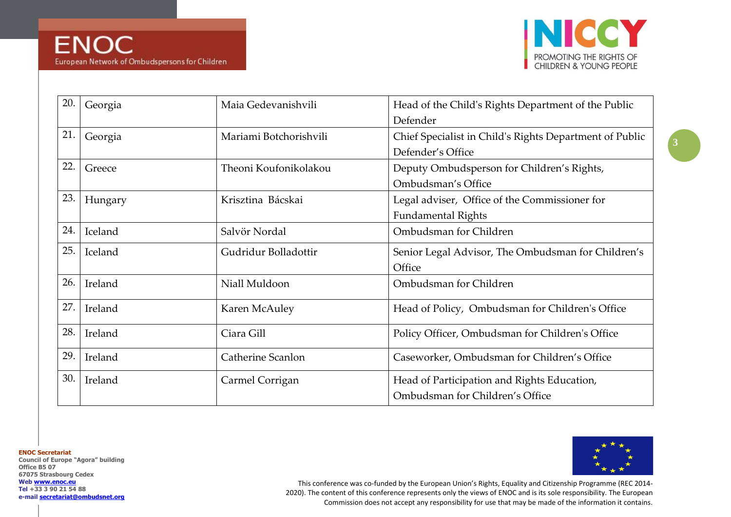| 20. | Georgia | Maia Gedevanishvili | Head of the Child's Rights Department of the Public Defender |
|---|---|---|---|
| 21. | Georgia | Mariami Botchorishvili | Chief Specialist in Child's Rights Department of Public Defender's Office |
| 22. | Greece | Theoni Koufonikolakou | Deputy Ombudsperson for Children's Rights, Ombudsman's Office |
| 23. | Hungary | Krisztina Bácskai | Legal adviser, Office of the Commissioner for Fundamental Rights |
| 24. | Iceland | Salvör Nordal | Ombudsman for Children |
| 25. | Iceland | Gudridur Bolladottir | Senior Legal Advisor, The Ombudsman for Children's Office |
| 26. | Ireland | Niall Muldoon | Ombudsman for Children |
| 27. | Ireland | Karen McAuley | Head of Policy, Ombudsman for Children's Office |
| 28. | Ireland | Ciara Gill | Policy Officer, Ombudsman for Children's Office |
| 29. | Ireland | Catherine Scanlon | Caseworker, Ombudsman for Children's Office |
| 30. | Ireland | Carmel Corrigan | Head of Participation and Rights Education, Ombudsman for Children's Office |

**ENOC Secretariat**
Council of Europe "Agora" building
Office B5 07
67075 Strasbourg Cedex
Web www.enoc.eu
Tel +33 3 90 21 54 88
e-mail secretariat@ombudsnet.org

This conference was co-funded by the European Union's Rights, Equality and Citizenship Programme (REC 2014-2020). The content of this conference represents only the views of ENOC and is its sole responsibility. The European Commission does not accept any responsibility for use that may be made of the information it contains.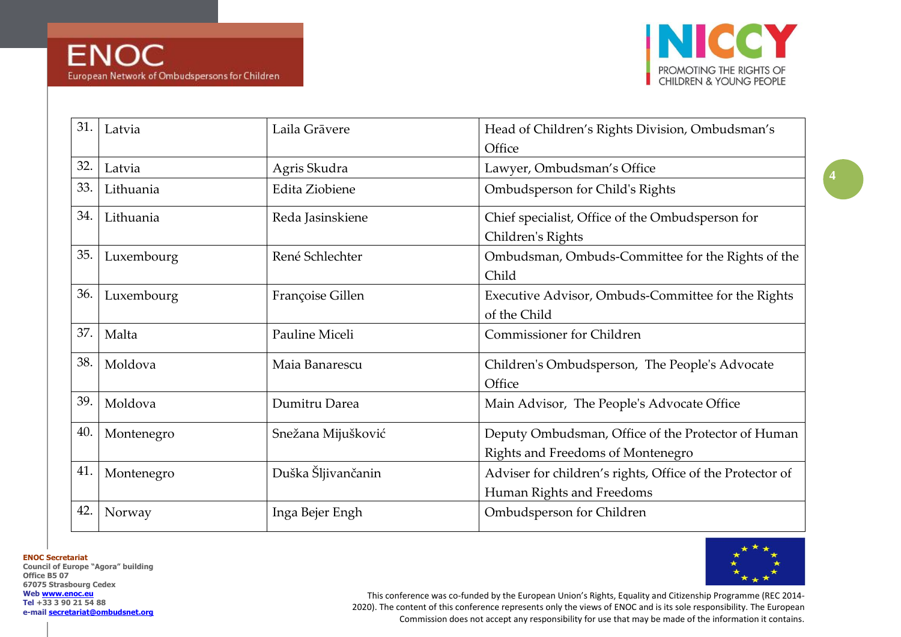| | | | |
|---|---|---|---|
| 31. | Latvia | Laila Grāvere | Head of Children's Rights Division, Ombudsman's Office |
| 32. | Latvia | Agris Skudra | Lawyer, Ombudsman's Office |
| 33. | Lithuania | Edita Ziobiene | Ombudsperson for Child's Rights |
| 34. | Lithuania | Reda Jasinskiene | Chief specialist, Office of the Ombudsperson for Children's Rights |
| 35. | Luxembourg | René Schlechter | Ombudsman, Ombuds-Committee for the Rights of the Child |
| 36. | Luxembourg | Françoise Gillen | Executive Advisor, Ombuds-Committee for the Rights of the Child |
| 37. | Malta | Pauline Miceli | Commissioner for Children |
| 38. | Moldova | Maia Banarescu | Children's Ombudsperson, The People's Advocate Office |
| 39. | Moldova | Dumitru Darea | Main Advisor, The People's Advocate Office |
| 40. | Montenegro | Snežana Mijušković | Deputy Ombudsman, Office of the Protector of Human Rights and Freedoms of Montenegro |
| 41. | Montenegro | Duška Šljivančanin | Adviser for children's rights, Office of the Protector of Human Rights and Freedoms |
| 42. | Norway | Inga Bejer Engh | Ombudsperson for Children |

**ENOC Secretariat**
Council of Europe "Agora" building
Office B5 07
67075 Strasbourg Cedex
Web www.enoc.eu
Tel +33 3 90 21 54 88
e-mail secretariat@ombudsnet.org

This conference was co-funded by the European Union's Rights, Equality and Citizenship Programme (REC 2014-2020). The content of this conference represents only the views of ENOC and is its sole responsibility. The European Commission does not accept any responsibility for use that may be made of the information it contains.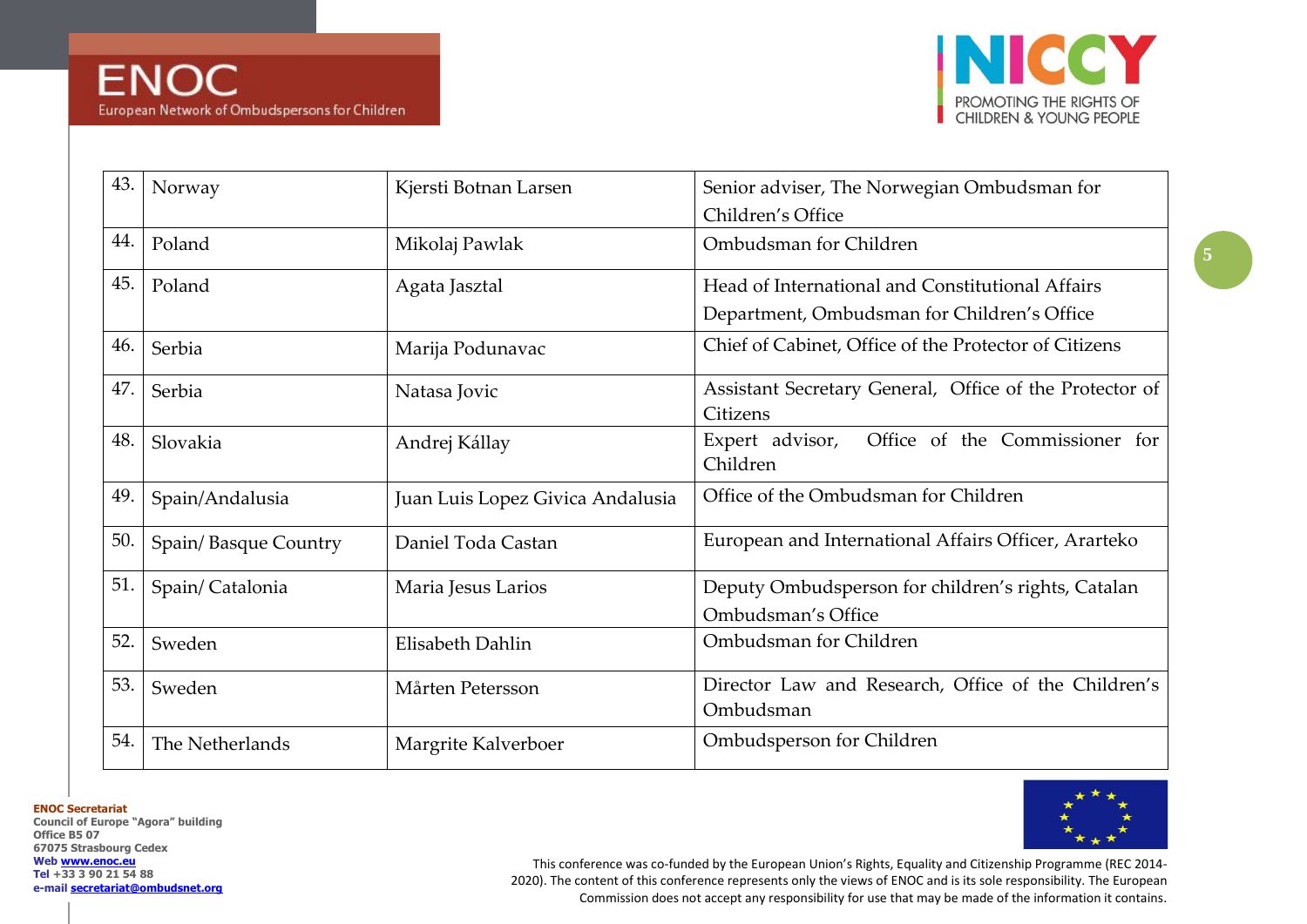| 43. | Norway | Kjersti Botnan Larsen | Senior adviser, The Norwegian Ombudsman for Children's Office |
|---|---|---|---|
| 44. | Poland | Mikolaj Pawlak | Ombudsman for Children |
| 45. | Poland | Agata Jasztal | Head of International and Constitutional Affairs Department, Ombudsman for Children's Office |
| 46. | Serbia | Marija Podunavac | Chief of Cabinet, Office of the Protector of Citizens |
| 47. | Serbia | Natasa Jovic | Assistant Secretary General, Office of the Protector of Citizens |
| 48. | Slovakia | Andrej Kállay | Expert advisor, Office of the Commissioner for Children |
| 49. | Spain/Andalusia | Juan Luis Lopez Givica Andalusia | Office of the Ombudsman for Children |
| 50. | Spain/ Basque Country | Daniel Toda Castan | European and International Affairs Officer, Ararteko |
| 51. | Spain/ Catalonia | Maria Jesus Larios | Deputy Ombudsperson for children's rights, Catalan Ombudsman's Office |
| 52. | Sweden | Elisabeth Dahlin | Ombudsman for Children |
| 53. | Sweden | Mårten Petersson | Director Law and Research, Office of the Children's Ombudsman |
| 54. | The Netherlands | Margrite Kalverboer | Ombudsperson for Children |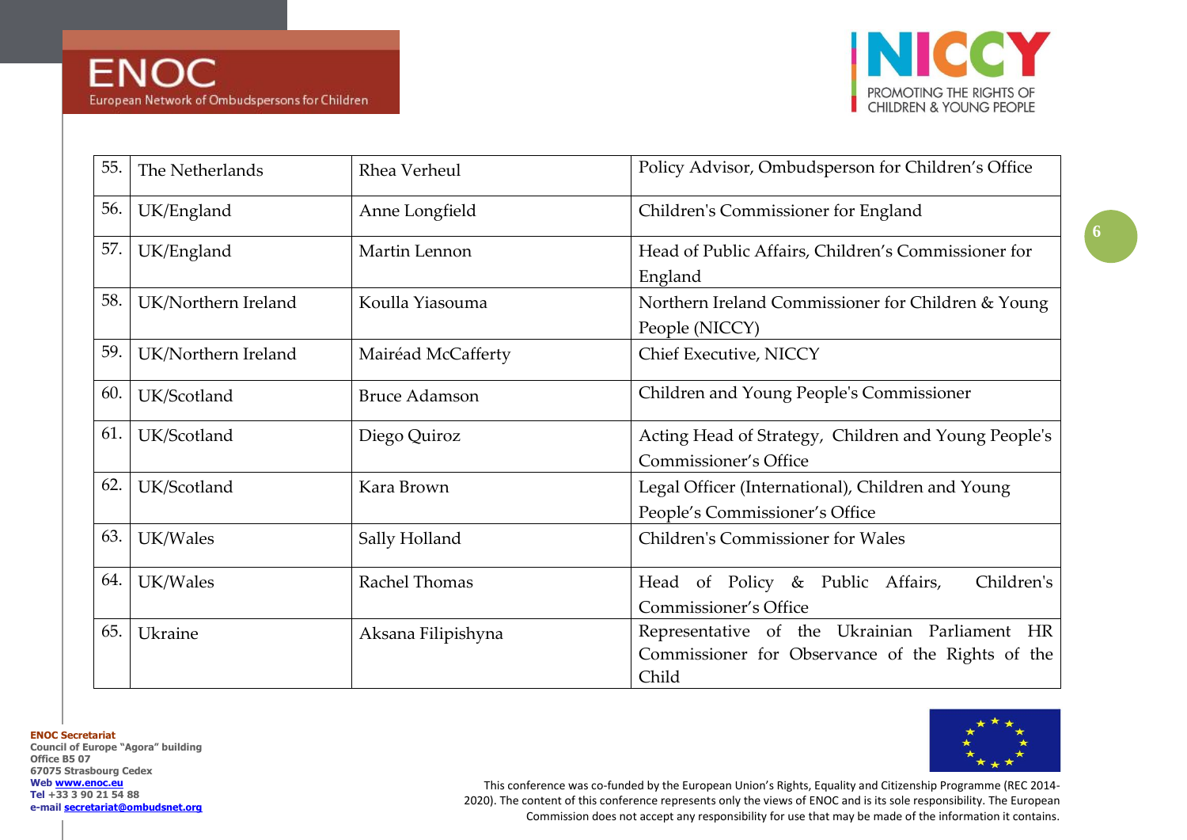| 55. | The Netherlands | Rhea Verheul | Policy Advisor, Ombudsperson for Children's Office |
|---|---|---|---|
| 56. | UK/England | Anne Longfield | Children's Commissioner for England |
| 57. | UK/England | Martin Lennon | Head of Public Affairs, Children's Commissioner for England |
| 58. | UK/Northern Ireland | Koulla Yiasouma | Northern Ireland Commissioner for Children & Young People (NICCY) |
| 59. | UK/Northern Ireland | Mairéad McCafferty | Chief Executive, NICCY |
| 60. | UK/Scotland | Bruce Adamson | Children and Young People's Commissioner |
| 61. | UK/Scotland | Diego Quiroz | Acting Head of Strategy, Children and Young People's Commissioner's Office |
| 62. | UK/Scotland | Kara Brown | Legal Officer (International), Children and Young People's Commissioner's Office |
| 63. | UK/Wales | Sally Holland | Children's Commissioner for Wales |
| 64. | UK/Wales | Rachel Thomas | Head of Policy & Public Affairs, Children's Commissioner's Office |
| 65. | Ukraine | Aksana Filipishyna | Representative of the Ukrainian Parliament HR Commissioner for Observance of the Rights of the Child |

**ENOC Secretariat**
Council of Europe "Agora" building
Office B5 07
67075 Strasbourg Cedex
Web www.enoc.eu
Tel +33 3 90 21 54 88
e-mail secretariat@ombudsnet.org

This conference was co-funded by the European Union's Rights, Equality and Citizenship Programme (REC 2014-2020). The content of this conference represents only the views of ENOC and is its sole responsibility. The European Commission does not accept any responsibility for use that may be made of the information it contains.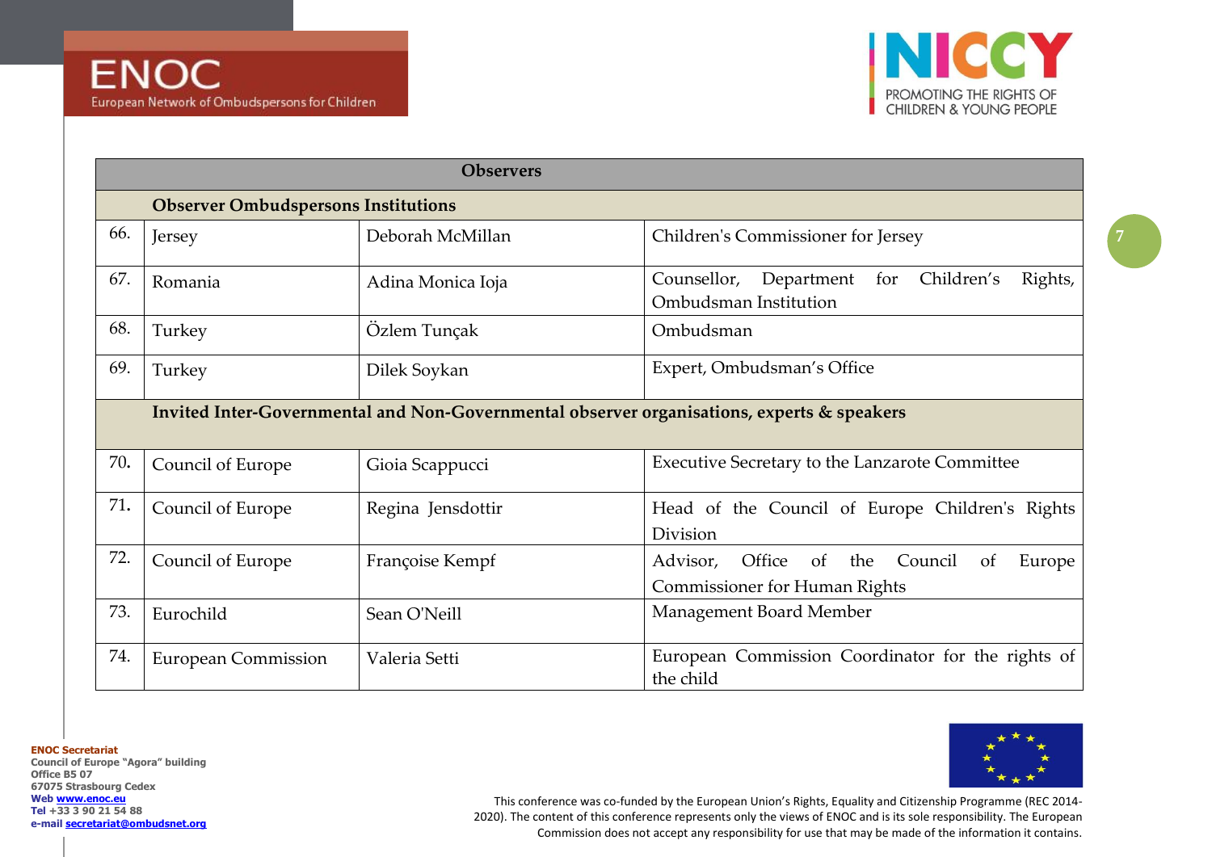| Observers | | | |
|---|---|---|---|
| | **Observer Ombudspersons Institutions** | | |
| 66. | Jersey | Deborah McMillan | Children's Commissioner for Jersey |
| 67. | Romania | Adina Monica Ioja | Counsellor, Department for Children's Rights, Ombudsman Institution |
| 68. | Turkey | Özlem Tunçak | Ombudsman |
| 69. | Turkey | Dilek Soykan | Expert, Ombudsman's Office |
| | **Invited Inter-Governmental and Non-Governmental observer organisations, experts & speakers** | | |
| 70. | Council of Europe | Gioia Scappucci | Executive Secretary to the Lanzarote Committee |
| 71. | Council of Europe | Regina Jensdottir | Head of the Council of Europe Children's Rights Division |
| 72. | Council of Europe | Françoise Kempf | Advisor, Office of the Council of Europe Commissioner for Human Rights |
| 73. | Eurochild | Sean O'Neill | Management Board Member |
| 74. | European Commission | Valeria Setti | European Commission Coordinator for the rights of the child |

**ENOC Secretariat**
Council of Europe "Agora" building
Office B5 07
67075 Strasbourg Cedex
Web www.enoc.eu
Tel +33 3 90 21 54 88
e-mail secretariat@ombudsnet.org

This conference was co-funded by the European Union's Rights, Equality and Citizenship Programme (REC 2014-2020). The content of this conference represents only the views of ENOC and is its sole responsibility. The European Commission does not accept any responsibility for use that may be made of the information it contains.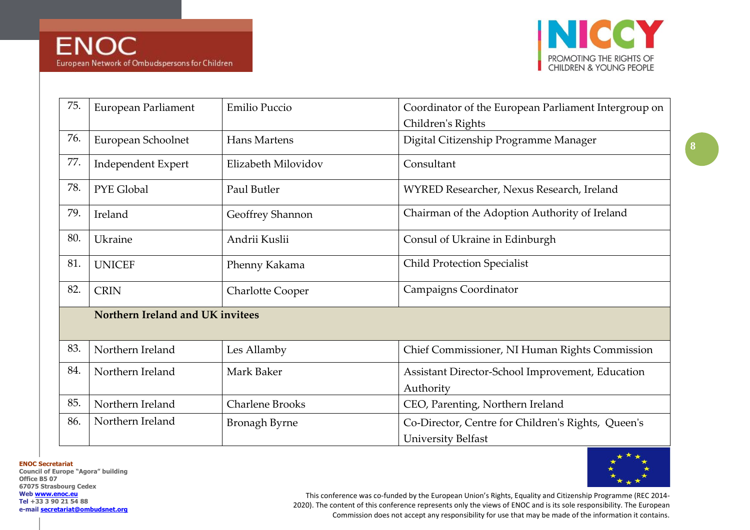| | | | |
|---|---|---|---|
| 75. | European Parliament | Emilio Puccio | Coordinator of the European Parliament Intergroup on Children's Rights |
| 76. | European Schoolnet | Hans Martens | Digital Citizenship Programme Manager |
| 77. | Independent Expert | Elizabeth Milovidov | Consultant |
| 78. | PYE Global | Paul Butler | WYRED Researcher, Nexus Research, Ireland |
| 79. | Ireland | Geoffrey Shannon | Chairman of the Adoption Authority of Ireland |
| 80. | Ukraine | Andrii Kuslii | Consul of Ukraine in Edinburgh |
| 81. | UNICEF | Phenny Kakama | Child Protection Specialist |
| 82. | CRIN | Charlotte Cooper | Campaigns Coordinator |
| | **Northern Ireland and UK invitees** | | |
| 83. | Northern Ireland | Les Allamby | Chief Commissioner, NI Human Rights Commission |
| 84. | Northern Ireland | Mark Baker | Assistant Director-School Improvement, Education Authority |
| 85. | Northern Ireland | Charlene Brooks | CEO, Parenting, Northern Ireland |
| 86. | Northern Ireland | Bronagh Byrne | Co-Director, Centre for Children's Rights, Queen's University Belfast |

**ENOC Secretariat**
**Council of Europe "Agora" building**
**Office B5 07**
**67075 Strasbourg Cedex**
**Web www.enoc.eu**
**Tel +33 3 90 21 54 88**
**e-mail secretariat@ombudsnet.org**

This conference was co-funded by the European Union's Rights, Equality and Citizenship Programme (REC 2014-2020). The content of this conference represents only the views of ENOC and is its sole responsibility. The European Commission does not accept any responsibility for use that may be made of the information it contains.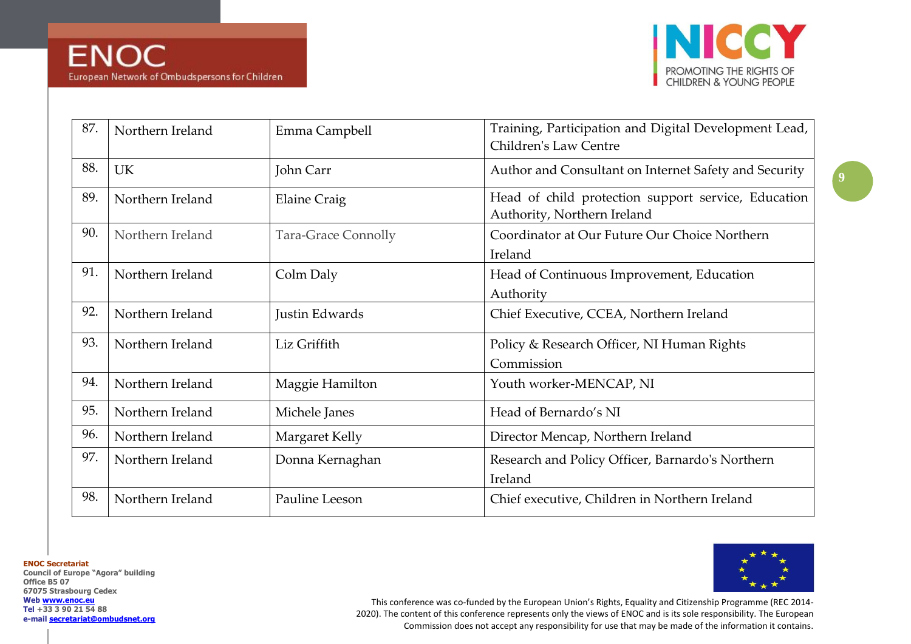| 87. | Northern Ireland | Emma Campbell | Training, Participation and Digital Development Lead, Children's Law Centre |
|---|---|---|---|
| 88. | UK | John Carr | Author and Consultant on Internet Safety and Security |
| 89. | Northern Ireland | Elaine Craig | Head of child protection support service, Education Authority, Northern Ireland |
| 90. | Northern Ireland | Tara-Grace Connolly | Coordinator at Our Future Our Choice Northern Ireland |
| 91. | Northern Ireland | Colm Daly | Head of Continuous Improvement, Education Authority |
| 92. | Northern Ireland | Justin Edwards | Chief Executive, CCEA, Northern Ireland |
| 93. | Northern Ireland | Liz Griffith | Policy & Research Officer, NI Human Rights Commission |
| 94. | Northern Ireland | Maggie Hamilton | Youth worker-MENCAP, NI |
| 95. | Northern Ireland | Michele Janes | Head of Bernardo's NI |
| 96. | Northern Ireland | Margaret Kelly | Director Mencap, Northern Ireland |
| 97. | Northern Ireland | Donna Kernaghan | Research and Policy Officer, Barnardo's Northern Ireland |
| 98. | Northern Ireland | Pauline Leeson | Chief executive, Children in Northern Ireland |

**ENOC Secretariat**
**Council of Europe "Agora" building**
**Office B5 07**
**67075 Strasbourg Cedex**
**Web www.enoc.eu**
**Tel +33 3 90 21 54 88**
**e-mail secretariat@ombudsnet.org**

This conference was co-funded by the European Union's Rights, Equality and Citizenship Programme (REC 2014-2020). The content of this conference represents only the views of ENOC and is its sole responsibility. The European Commission does not accept any responsibility for use that may be made of the information it contains.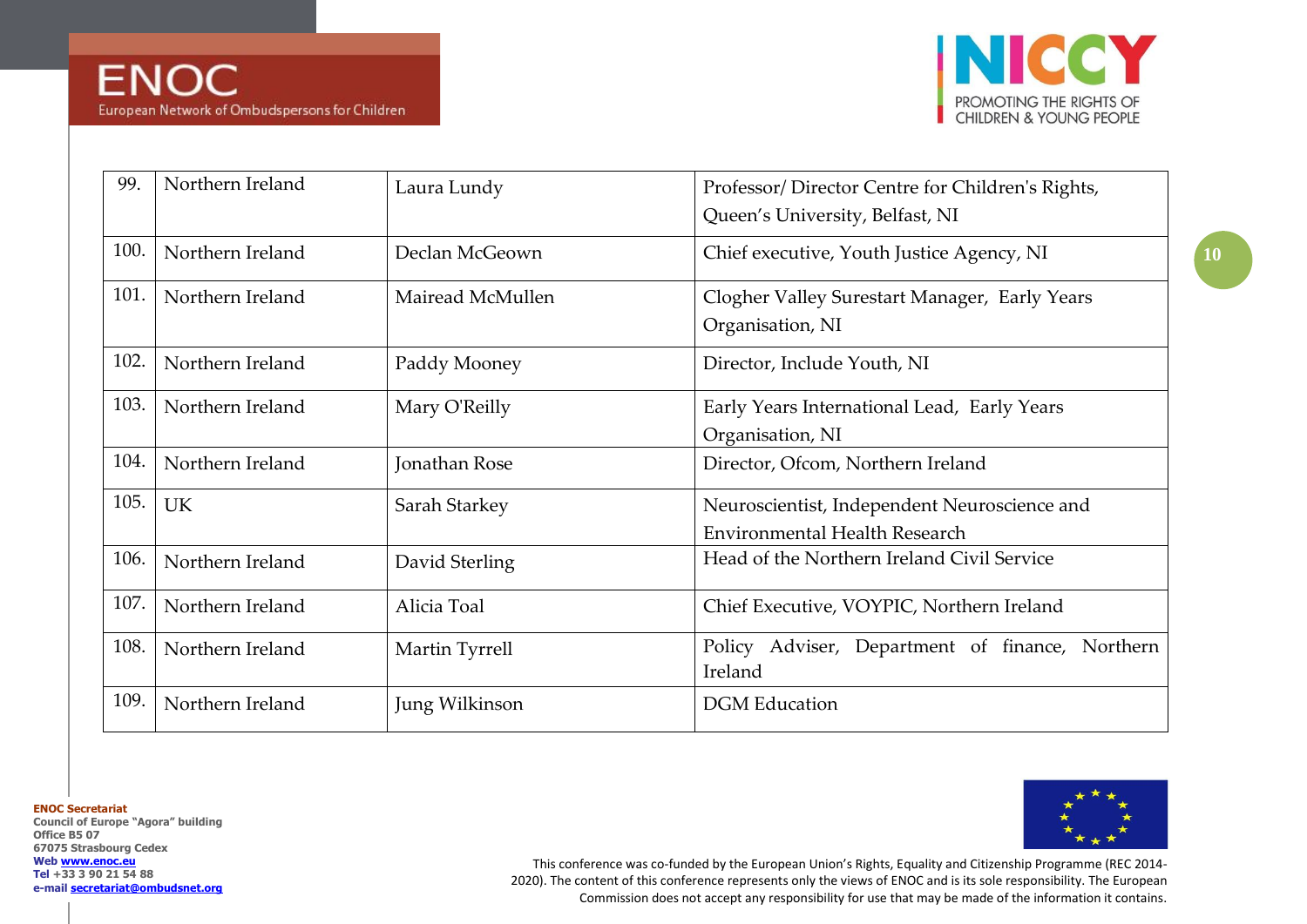| 99. | Northern Ireland | Laura Lundy | Professor/ Director Centre for Children's Rights, Queen's University, Belfast, NI |
|---|---|---|---|
| 100. | Northern Ireland | Declan McGeown | Chief executive, Youth Justice Agency, NI |
| 101. | Northern Ireland | Mairead McMullen | Clogher Valley Surestart Manager, Early Years Organisation, NI |
| 102. | Northern Ireland | Paddy Mooney | Director, Include Youth, NI |
| 103. | Northern Ireland | Mary O'Reilly | Early Years International Lead, Early Years Organisation, NI |
| 104. | Northern Ireland | Jonathan Rose | Director, Ofcom, Northern Ireland |
| 105. | UK | Sarah Starkey | Neuroscientist, Independent Neuroscience and Environmental Health Research |
| 106. | Northern Ireland | David Sterling | Head of the Northern Ireland Civil Service |
| 107. | Northern Ireland | Alicia Toal | Chief Executive, VOYPIC, Northern Ireland |
| 108. | Northern Ireland | Martin Tyrrell | Policy Adviser, Department of finance, Northern Ireland |
| 109. | Northern Ireland | Jung Wilkinson | DGM Education |

**ENOC Secretariat**
Council of Europe "Agora" building
Office B5 07
67075 Strasbourg Cedex
Web www.enoc.eu
Tel +33 3 90 21 54 88
e-mail secretariat@ombudsnet.org

This conference was co-funded by the European Union's Rights, Equality and Citizenship Programme (REC 2014-2020). The content of this conference represents only the views of ENOC and is its sole responsibility. The European Commission does not accept any responsibility for use that may be made of the information it contains.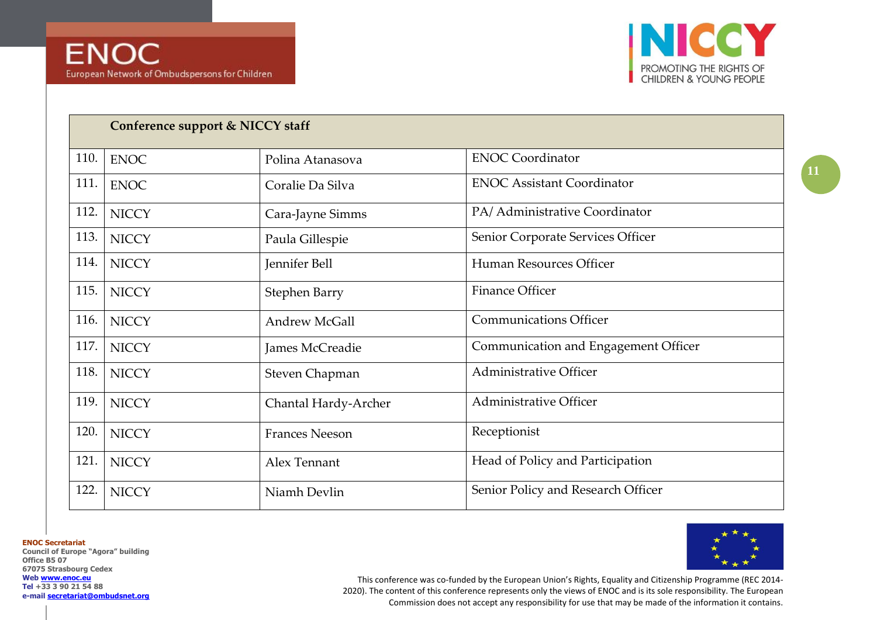ENOC
European Network of Ombudspersons for Children

NICCY
PROMOTING THE RIGHTS OF CHILDREN & YOUNG PEOPLE

| | Conference support & NICCY staff | | |
|---|---|---|---|
| 110. | ENOC | Polina Atanasova | ENOC Coordinator |
| 111. | ENOC | Coralie Da Silva | ENOC Assistant Coordinator |
| 112. | NICCY | Cara-Jayne Simms | PA/ Administrative Coordinator |
| 113. | NICCY | Paula Gillespie | Senior Corporate Services Officer |
| 114. | NICCY | Jennifer Bell | Human Resources Officer |
| 115. | NICCY | Stephen Barry | Finance Officer |
| 116. | NICCY | Andrew McGall | Communications Officer |
| 117. | NICCY | James McCreadie | Communication and Engagement Officer |
| 118. | NICCY | Steven Chapman | Administrative Officer |
| 119. | NICCY | Chantal Hardy-Archer | Administrative Officer |
| 120. | NICCY | Frances Neeson | Receptionist |
| 121. | NICCY | Alex Tennant | Head of Policy and Participation |
| 122. | NICCY | Niamh Devlin | Senior Policy and Research Officer |

**ENOC Secretariat**
**Council of Europe "Agora" building**
**Office B5 07**
**67075 Strasbourg Cedex**
**Web www.enoc.eu**
**Tel +33 3 90 21 54 88**
**e-mail secretariat@ombudsnet.org**

This conference was co-funded by the European Union's Rights, Equality and Citizenship Programme (REC 2014-2020). The content of this conference represents only the views of ENOC and is its sole responsibility. The European Commission does not accept any responsibility for use that may be made of the information it contains.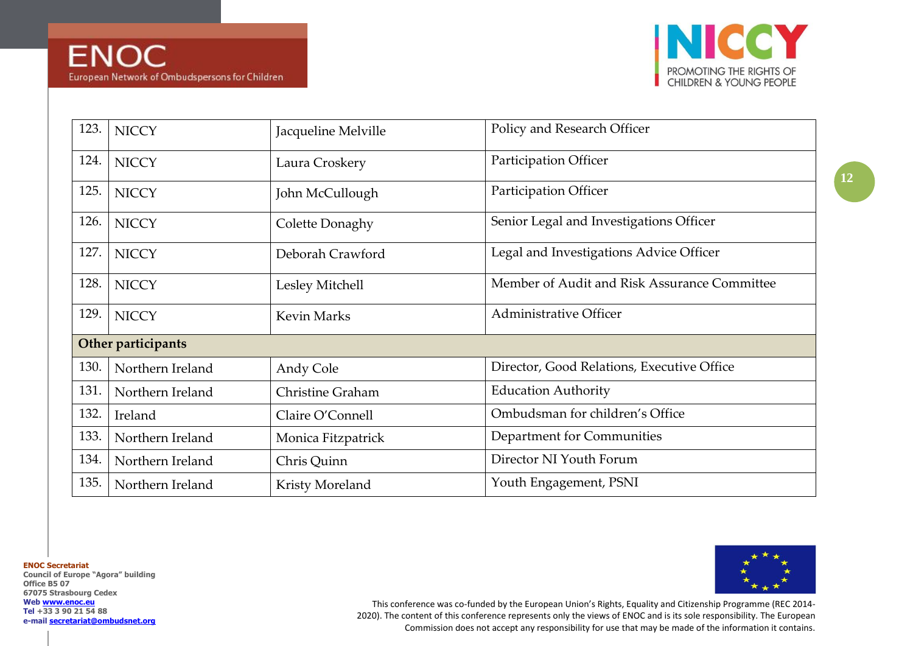| | | | |
|---|---|---|---|
| 123. | NICCY | Jacqueline Melville | Policy and Research Officer |
| 124. | NICCY | Laura Croskery | Participation Officer |
| 125. | NICCY | John McCullough | Participation Officer |
| 126. | NICCY | Colette Donaghy | Senior Legal and Investigations Officer |
| 127. | NICCY | Deborah Crawford | Legal and Investigations Advice Officer |
| 128. | NICCY | Lesley Mitchell | Member of Audit and Risk Assurance Committee |
| 129. | NICCY | Kevin Marks | Administrative Officer |
| **Other participants** | | | |
| 130. | Northern Ireland | Andy Cole | Director, Good Relations, Executive Office |
| 131. | Northern Ireland | Christine Graham | Education Authority |
| 132. | Ireland | Claire O'Connell | Ombudsman for children's Office |
| 133. | Northern Ireland | Monica Fitzpatrick | Department for Communities |
| 134. | Northern Ireland | Chris Quinn | Director NI Youth Forum |
| 135. | Northern Ireland | Kristy Moreland | Youth Engagement, PSNI |

**ENOC Secretariat**
Council of Europe "Agora" building
Office B5 07
67075 Strasbourg Cedex
Web www.enoc.eu
Tel +33 3 90 21 54 88
e-mail secretariat@ombudsnet.org

This conference was co-funded by the European Union's Rights, Equality and Citizenship Programme (REC 2014-2020). The content of this conference represents only the views of ENOC and is its sole responsibility. The European Commission does not accept any responsibility for use that may be made of the information it contains.